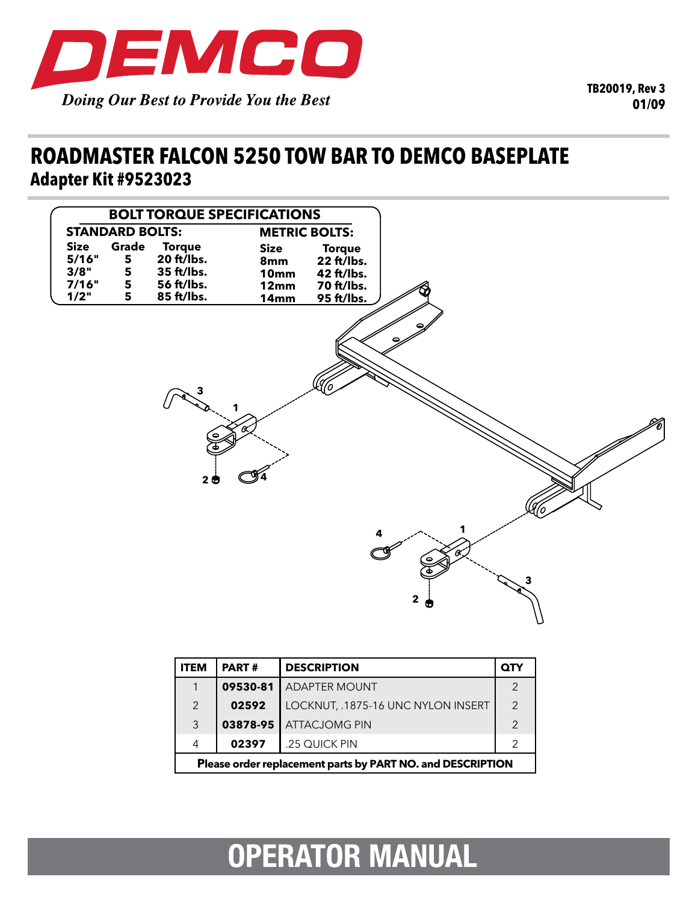# DEMCO

*Doing Our Best to Provide You the Best*

**TB20019, Rev 3**
**01/09**

## ROADMASTER FALCON 5250 TOW BAR TO DEMCO BASEPLATE

### Adapter Kit #9523023

**BOLT TORQUE SPECIFICATIONS**

**STANDARD BOLTS:**

| Size | Grade | Torque |
|---|---|---|
| 5/16" | 5 | 20 ft/lbs. |
| 3/8" | 5 | 35 ft/lbs. |
| 7/16" | 5 | 56 ft/lbs. |
| 1/2" | 5 | 85 ft/lbs. |

**METRIC BOLTS:**

| Size | Torque |
|---|---|
| 8mm | 22 ft/lbs. |
| 10mm | 42 ft/lbs. |
| 12mm | 70 ft/lbs. |
| 14mm | 95 ft/lbs. |

| ITEM | PART # | DESCRIPTION | QTY |
|---|---|---|---|
| 1 | **09530-81** | ADAPTER MOUNT | 2 |
| 2 | **02592** | LOCKNUT, .1875-16 UNC NYLON INSERT | 2 |
| 3 | **03878-95** | ATTACJOMG PIN | 2 |
| 4 | **02397** | .25 QUICK PIN | 2 |

**Please order replacement parts by PART NO. and DESCRIPTION**

## OPERATOR MANUAL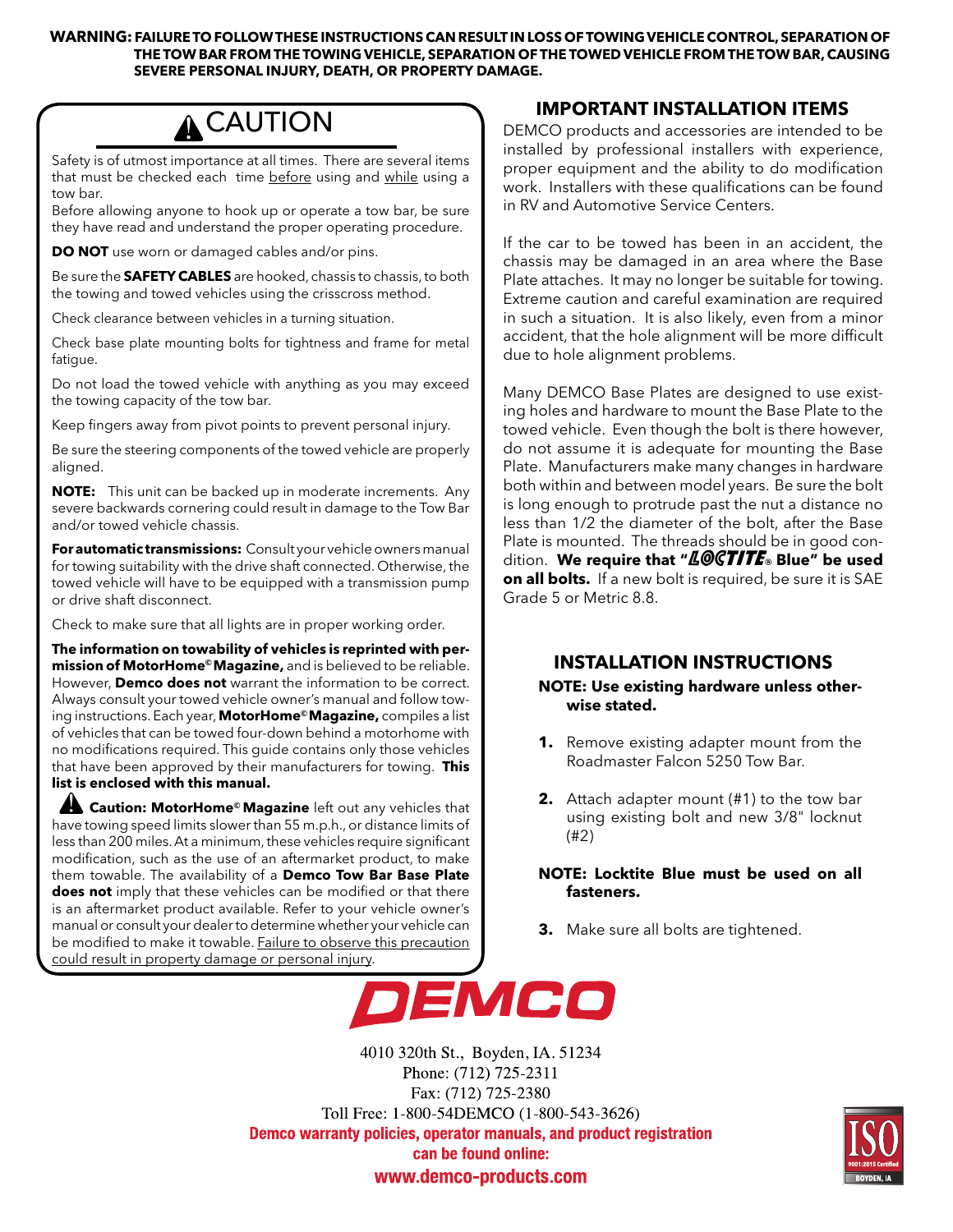**WARNING: FAILURE TO FOLLOW THESE INSTRUCTIONS CAN RESULT IN LOSS OF TOWING VEHICLE CONTROL, SEPARATION OF THE TOW BAR FROM THE TOWING VEHICLE, SEPARATION OF THE TOWED VEHICLE FROM THE TOW BAR, CAUSING SEVERE PERSONAL INJURY, DEATH, OR PROPERTY DAMAGE.**

## ⚠ CAUTION

Safety is of utmost importance at all times. There are several items that must be checked each time before using and while using a tow bar.

Before allowing anyone to hook up or operate a tow bar, be sure they have read and understand the proper operating procedure.

**DO NOT** use worn or damaged cables and/or pins.

Be sure the **SAFETY CABLES** are hooked, chassis to chassis, to both the towing and towed vehicles using the crisscross method.

Check clearance between vehicles in a turning situation.

Check base plate mounting bolts for tightness and frame for metal fatigue.

Do not load the towed vehicle with anything as you may exceed the towing capacity of the tow bar.

Keep fingers away from pivot points to prevent personal injury.

Be sure the steering components of the towed vehicle are properly aligned.

**NOTE:** This unit can be backed up in moderate increments. Any severe backwards cornering could result in damage to the Tow Bar and/or towed vehicle chassis.

**For automatic transmissions:** Consult your vehicle owners manual for towing suitability with the drive shaft connected. Otherwise, the towed vehicle will have to be equipped with a transmission pump or drive shaft disconnect.

Check to make sure that all lights are in proper working order.

**The information on towability of vehicles is reprinted with permission of MotorHome© Magazine,** and is believed to be reliable. However, **Demco does not** warrant the information to be correct. Always consult your towed vehicle owner's manual and follow towing instructions. Each year, **MotorHome© Magazine,** compiles a list of vehicles that can be towed four-down behind a motorhome with no modifications required. This guide contains only those vehicles that have been approved by their manufacturers for towing. **This list is enclosed with this manual.**

⚠ **Caution: MotorHome© Magazine** left out any vehicles that have towing speed limits slower than 55 m.p.h., or distance limits of less than 200 miles. At a minimum, these vehicles require significant modification, such as the use of an aftermarket product, to make them towable. The availability of a **Demco Tow Bar Base Plate does not** imply that these vehicles can be modified or that there is an aftermarket product available. Refer to your vehicle owner's manual or consult your dealer to determine whether your vehicle can be modified to make it towable. Failure to observe this precaution could result in property damage or personal injury.

## IMPORTANT INSTALLATION ITEMS

DEMCO products and accessories are intended to be installed by professional installers with experience, proper equipment and the ability to do modification work. Installers with these qualifications can be found in RV and Automotive Service Centers.

If the car to be towed has been in an accident, the chassis may be damaged in an area where the Base Plate attaches. It may no longer be suitable for towing. Extreme caution and careful examination are required in such a situation. It is also likely, even from a minor accident, that the hole alignment will be more difficult due to hole alignment problems.

Many DEMCO Base Plates are designed to use existing holes and hardware to mount the Base Plate to the towed vehicle. Even though the bolt is there however, do not assume it is adequate for mounting the Base Plate. Manufacturers make many changes in hardware both within and between model years. Be sure the bolt is long enough to protrude past the nut a distance no less than 1/2 the diameter of the bolt, after the Base Plate is mounted. The threads should be in good condition. **We require that "LOCTITE® Blue" be used on all bolts.** If a new bolt is required, be sure it is SAE Grade 5 or Metric 8.8.

## INSTALLATION INSTRUCTIONS

**NOTE: Use existing hardware unless otherwise stated.**

1. Remove existing adapter mount from the Roadmaster Falcon 5250 Tow Bar.
2. Attach adapter mount (#1) to the tow bar using existing bolt and new 3/8" locknut (#2)

**NOTE: Locktite Blue must be used on all fasteners.**

3. Make sure all bolts are tightened.

DEMCO

4010 320th St., Boyden, IA. 51234
Phone: (712) 725-2311
Fax: (712) 725-2380
Toll Free: 1-800-54DEMCO (1-800-543-3626)

**Demco warranty policies, operator manuals, and product registration can be found online:**
**www.demco-products.com**

ISO 9001:2015 Certified BOYDEN, IA